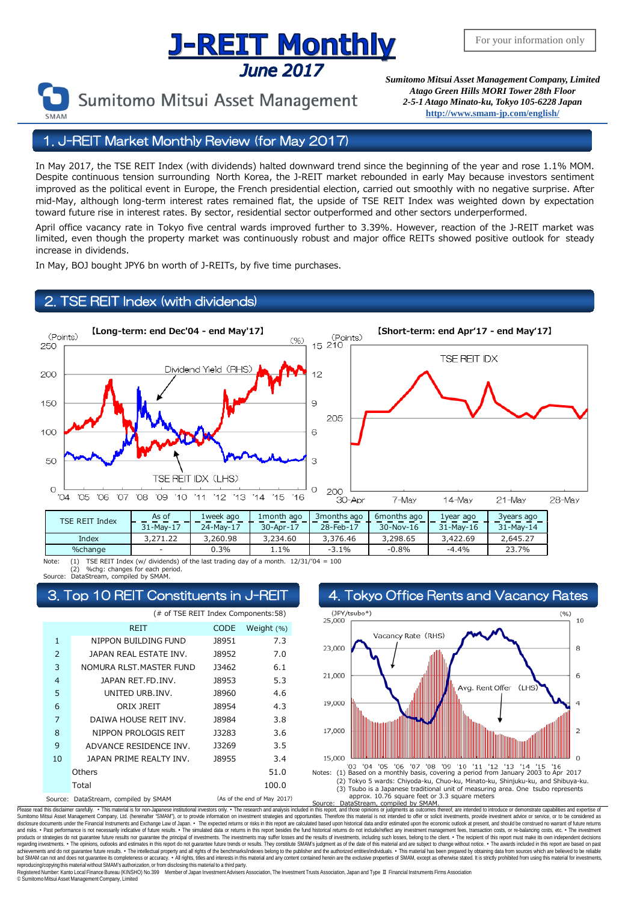# J-REIT Monthly

## June 2017

For your information only

Sumitomo Mitsui Asset Management

*Sumitomo Mitsui Asset Management Company, Limited*
*Atago Green Hills MORI Tower 28th Floor*
*2-5-1 Atago Minato-ku, Tokyo 105-6228 Japan*
**http://www.smam-jp.com/english/**

## 1. J-REIT Market Monthly Review (for May 2017)

In May 2017, the TSE REIT Index (with dividends) halted downward trend since the beginning of the year and rose 1.1% MOM. Despite continuous tension surrounding North Korea, the J-REIT market rebounded in early May because investors sentiment improved as the political event in Europe, the French presidential election, carried out smoothly with no negative surprise. After mid-May, although long-term interest rates remained flat, the upside of TSE REIT Index was weighted down by expectation toward future rise in interest rates. By sector, residential sector outperformed and other sectors underperformed.

April office vacancy rate in Tokyo five central wards improved further to 3.39%. However, reaction of the J-REIT market was limited, even though the property market was continuously robust and major office REITs showed positive outlook for steady increase in dividends.

In May, BOJ bought JPY6 bn worth of J-REITs, by five time purchases.

## 2. TSE REIT Index (with dividends)

【Long-term: end Dec'04 - end May'17】

【Short-term: end Apr'17 - end May'17】

| TSE REIT Index | As of | 1week ago | 1month ago | 3months ago | 6months ago | 1year ago | 3years ago |
|---|---|---|---|---|---|---|---|
| | 31-May-17 | 24-May-17 | 30-Apr-17 | 28-Feb-17 | 30-Nov-16 | 31-May-16 | 31-May-14 |
| Index | 3,271.22 | 3,260.98 | 3,234.60 | 3,376.46 | 3,298.65 | 3,422.69 | 2,645.27 |
| %change | - | 0.3% | 1.1% | -3.1% | -0.8% | -4.4% | 23.7% |

Note: (1) TSE REIT Index (w/ dividends) of the last trading day of a month. 12/31/'04 = 100
(2) %chg: changes for each period.
Source: DataStream, compiled by SMAM.

## 3. Top 10 REIT Constituents in J-REIT

(# of TSE REIT Index Components:58)

| | REIT | CODE | Weight (%) |
|---|---|---|---|
| 1 | NIPPON BUILDING FUND | J8951 | 7.3 |
| 2 | JAPAN REAL ESTATE INV. | J8952 | 7.0 |
| 3 | NOMURA RLST.MASTER FUND | J3462 | 6.1 |
| 4 | JAPAN RET.FD.INV. | J8953 | 5.3 |
| 5 | UNITED URB.INV. | J8960 | 4.6 |
| 6 | ORIX JREIT | J8954 | 4.3 |
| 7 | DAIWA HOUSE REIT INV. | J8984 | 3.8 |
| 8 | NIPPON PROLOGIS REIT | J3283 | 3.6 |
| 9 | ADVANCE RESIDENCE INV. | J3269 | 3.5 |
| 10 | JAPAN PRIME REALTY INV. | J8955 | 3.4 |
| | Others | | 51.0 |
| | Total | | 100.0 |

Source: DataStream, compiled by SMAM (As of the end of May 2017)

## 4. Tokyo Office Rents and Vacancy Rates

Notes: (1) Based on a monthly basis, covering a period from January 2003 to Apr 2017
(2) Tokyo 5 wards: Chiyoda-ku, Chuo-ku, Minato-ku, Shinjuku-ku, and Shibuya-ku.
(3) Tsubo is a Japanese traditional unit of measuring area. One tsubo represents approx. 10.76 square feet or 3.3 square meters
Source: DataStream, compiled by SMAM.

Please read this disclaimer carefully. • This material is for non-Japanese institutional investors only. • The research and analysis included in this report, and those opinions or judgments as outcomes thereof, are intended to introduce or demonstrate capabilities and expertise of Sumitomo Mitsui Asset Management Company, Ltd. (hereinafter "SMAM"), or to provide information on investment strategies and opportunities. Therefore this material is not intended to offer or solicit investments, provide investment advice or service, or to be considered as disclosure documents under the Financial Instruments and Exchange Law of Japan. • The expected returns or risks in this report are calculated based upon historical data and/or estimated upon the economic outlook at present, and should be construed no warrant of future returns and risks. • Past performance is not necessarily indicative of future results. • The simulated data or returns in this report besides the fund historical returns do not include/reflect any investment management fees, transaction costs, or re-balancing costs, etc. • The investment products or strategies do not guarantee future results nor guarantee the principal of investments. The investments may suffer losses and the results of investments, including such losses, belong to the client. • The recipient of this report must make its own independent decisions regarding investments. • The opinions, outlooks and estimates in this report do not guarantee future trends or results. They constitute SMAM's judgment as of the date of this material and are subject to change without notice. • The awards included in this report are based on past achievements and do not guarantee future results. • The intellectual property and all rights of the benchmarks/indexes belong to the publisher and the authorized entities/individuals. • This material has been prepared by obtaining data from sources which are believed to be reliable but SMAM can not and does not guarantee its completeness or accuracy. • All rights, titles and interests in this material and any content contained herein are the exclusive properties of SMAM, except as otherwise stated. It is strictly prohibited from using this material for investments, reproducing/copying this material without SMAM's authorization, or from disclosing this material to a third party.

Registered Number: Kanto Local Finance Bureau (KINSHO) No.399 Member of Japan Investment Advisers Association, The Investment Trusts Association, Japan and Type Ⅱ Financial Instruments Firms Association
© Sumitomo Mitsui Asset Management Company, Limited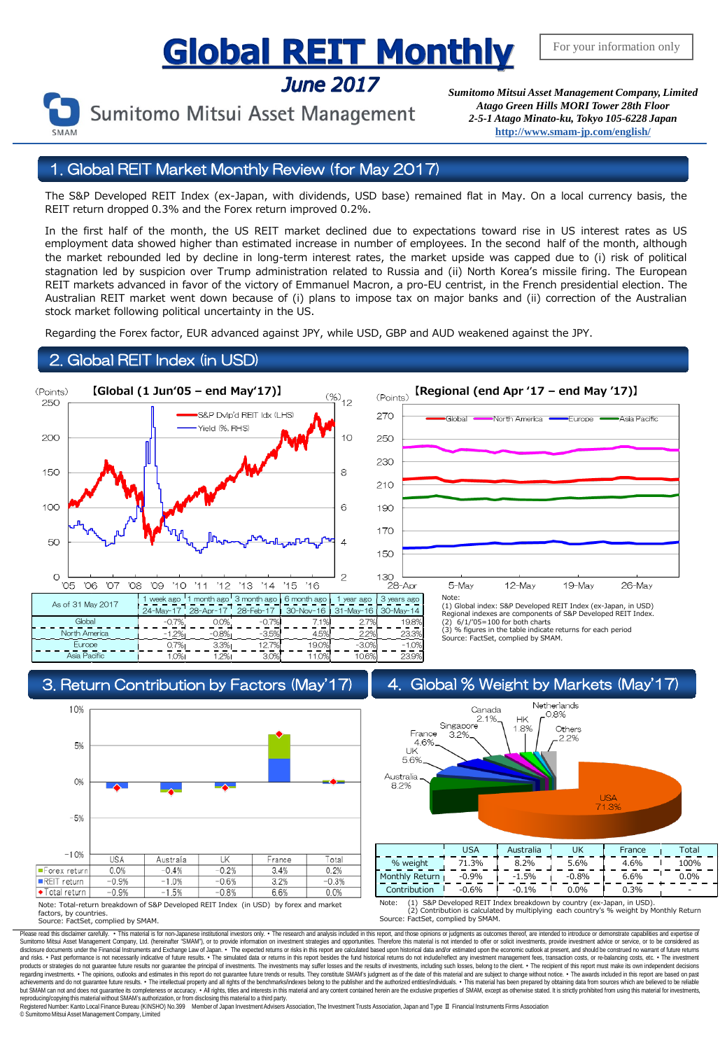# Global REIT Monthly

*June 2017*

For your information only

Sumitomo Mitsui Asset Management

***Sumitomo Mitsui Asset Management Company, Limited***
***Atago Green Hills MORI Tower 28th Floor***
***2-5-1 Atago Minato-ku, Tokyo 105-6228 Japan***
**http://www.smam-jp.com/english/**

## 1. Global REIT Market Monthly Review (for May 2017)

The S&P Developed REIT Index (ex-Japan, with dividends, USD base) remained flat in May. On a local currency basis, the REIT return dropped 0.3% and the Forex return improved 0.2%.

In the first half of the month, the US REIT market declined due to expectations toward rise in US interest rates as US employment data showed higher than estimated increase in number of employees. In the second half of the month, although the market rebounded led by decline in long-term interest rates, the market upside was capped due to (i) risk of political stagnation led by suspicion over Trump administration related to Russia and (ii) North Korea's missile firing. The European REIT markets advanced in favor of the victory of Emmanuel Macron, a pro-EU centrist, in the French presidential election. The Australian REIT market went down because of (i) plans to impose tax on major banks and (ii) correction of the Australian stock market following political uncertainty in the US.

Regarding the Forex factor, EUR advanced against JPY, while USD, GBP and AUD weakened against the JPY.

## 2. Global REIT Index (in USD)

【Global (1 Jun'05 – end May'17)】
(Points) (%)
S&P Dvlp'd REIT Idx (LHS)
Yield (%, RHS)
250, 200, 150, 100, 50, 0
12, 10, 8, 6, 4, 2
'05 '06 '07 '08 '09 '10 '11 '12 '13 '14 '15 '16

【Regional (end Apr '17 – end May '17)】
(Points)
Global, North America, Europe, Asia Pacific
270, 250, 230, 210, 190, 170, 150, 130
28-Apr, 5-May, 12-May, 19-May, 26-May

| As of 31 May 2017 | 1 week ago 24-May-17 | 1 month ago 28-Apr-17 | 3 month ago 28-Feb-17 | 6 month ago 30-Nov-16 | 1 year ago 31-May-16 | 3 years ago 30-May-14 |
|---|---|---|---|---|---|---|
| Global | -0.7% | 0.0% | -0.7% | 7.1% | 2.7% | 19.8% |
| North America | -1.2% | -0.8% | -3.5% | 4.5% | 2.2% | 23.3% |
| Europe | 0.7% | 3.3% | 12.7% | 19.0% | -3.0% | -1.0% |
| Asia Pacific | 1.0% | 1.2% | 3.0% | 11.0% | 10.6% | 23.9% |

Note:
(1) Global index: S&P Developed REIT Index (ex-Japan, in USD)
Regional indexes are components of S&P Developed REIT Index.
(2) 6/1/'05=100 for both charts
(3) % figures in the table indicate returns for each period
Source: FactSet, complied by SMAM.

## 3. Return Contribution by Factors (May'17)

10%, 5%, 0%, -5%, -10%

| | USA | Australia | UK | France | Total |
|---|---|---|---|---|---|
| Forex return | 0.0% | -0.4% | -0.2% | 3.4% | 0.2% |
| REIT return | -0.9% | -1.0% | -0.6% | 3.2% | -0.3% |
| Total return | -0.9% | -1.5% | -0.8% | 6.6% | 0.0% |

Note: Total-return breakdown of S&P Developed REIT Index (in USD) by forex and market factors, by countries.
Source: FactSet, complied by SMAM.

## 4. Global % Weight by Markets (May'17)

Canada 2.1%, Netherlands 0.8%, HK 1.8%, Singapore 3.2%, Others 2.2%, France 4.6%, UK 5.6%, Australia 8.2%, USA 71.3%

| | USA | Australia | UK | France | Total |
|---|---|---|---|---|---|
| % weight | 71.3% | 8.2% | 5.6% | 4.6% | 100% |
| Monthly Return | -0.9% | -1.5% | -0.8% | 6.6% | 0.0% |
| Contribution | -0.6% | -0.1% | 0.0% | 0.3% | - |

Note: (1) S&P Developed REIT Index breakdown by country (ex-Japan, in USD).
(2) Contribution is calculated by multiplying each country's % weight by Monthly Return
Source: FactSet, complied by SMAM.

Please read this disclaimer carefully. • This material is for non-Japanese institutional investors only. • The research and analysis included in this report, and those opinions or judgments as outcomes thereof, are intended to introduce or demonstrate capabilities and expertise of Sumitomo Mitsui Asset Management Company, Ltd. (hereinafter "SMAM"), or to provide information on investment strategies and opportunities. Therefore this material is not intended to offer or solicit investments, provide investment advice or service, or to be considered as disclosure documents under the Financial Instruments and Exchange Law of Japan. • The expected returns or risks in this report are calculated based upon historical data and/or estimated upon the economic outlook at present, and should be construed no warrant of future returns and risks. • Past performance is not necessarily indicative of future results. • The simulated data or returns in this report besides the fund historical returns do not include/reflect any investment management fees, transaction costs, or re-balancing costs, etc. • The investment products or strategies do not guarantee future results nor guarantee the principal of investments. The investments may suffer losses and the results of investments, including such losses, belong to the client. • The recipient of this report must make its own independent decisions regarding investments. • The opinions, outlooks and estimates in this report do not guarantee future trends or results. They constitute SMAM's judgment as of the date of this material and are subject to change without notice. • The awards included in this report are based on past achievements and do not guarantee future results. • The intellectual property and all rights of the benchmarks/indexes belong to the publisher and the authorized entities/individuals. • This material has been prepared by obtaining data from sources which are believed to be reliable but SMAM can not and does not guarantee its completeness or accuracy. • All rights, titles and interests in this material and any content contained herein are the exclusive properties of SMAM, except as otherwise stated. It is strictly prohibited from using this material for investments, reproducing/copying this material without SMAM's authorization, or from disclosing this material to a third party.
Registered Number: Kanto Local Finance Bureau (KINSHO) No.399 Member of Japan Investment Advisers Association, The Investment Trusts Association, Japan and Type Ⅱ Financial Instruments Firms Association
© Sumitomo Mitsui Asset Management Company, Limited